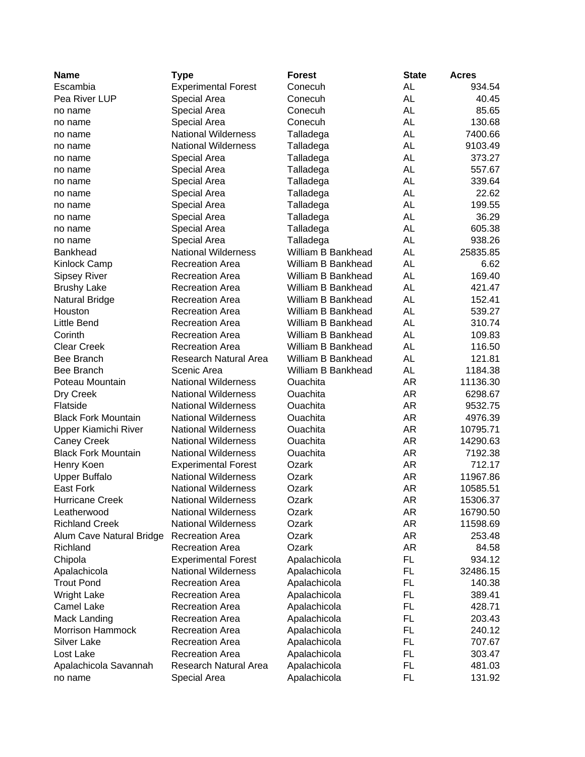| Name | Type | Forest | State | Acres |
|---|---|---|---|---|
| Escambia | Experimental Forest | Conecuh | AL | 934.54 |
| Pea River LUP | Special Area | Conecuh | AL | 40.45 |
| no name | Special Area | Conecuh | AL | 85.65 |
| no name | Special Area | Conecuh | AL | 130.68 |
| no name | National Wilderness | Talladega | AL | 7400.66 |
| no name | National Wilderness | Talladega | AL | 9103.49 |
| no name | Special Area | Talladega | AL | 373.27 |
| no name | Special Area | Talladega | AL | 557.67 |
| no name | Special Area | Talladega | AL | 339.64 |
| no name | Special Area | Talladega | AL | 22.62 |
| no name | Special Area | Talladega | AL | 199.55 |
| no name | Special Area | Talladega | AL | 36.29 |
| no name | Special Area | Talladega | AL | 605.38 |
| no name | Special Area | Talladega | AL | 938.26 |
| Bankhead | National Wilderness | William B Bankhead | AL | 25835.85 |
| Kinlock Camp | Recreation Area | William B Bankhead | AL | 6.62 |
| Sipsey River | Recreation Area | William B Bankhead | AL | 169.40 |
| Brushy Lake | Recreation Area | William B Bankhead | AL | 421.47 |
| Natural Bridge | Recreation Area | William B Bankhead | AL | 152.41 |
| Houston | Recreation Area | William B Bankhead | AL | 539.27 |
| Little Bend | Recreation Area | William B Bankhead | AL | 310.74 |
| Corinth | Recreation Area | William B Bankhead | AL | 109.83 |
| Clear Creek | Recreation Area | William B Bankhead | AL | 116.50 |
| Bee Branch | Research Natural Area | William B Bankhead | AL | 121.81 |
| Bee Branch | Scenic Area | William B Bankhead | AL | 1184.38 |
| Poteau Mountain | National Wilderness | Ouachita | AR | 11136.30 |
| Dry Creek | National Wilderness | Ouachita | AR | 6298.67 |
| Flatside | National Wilderness | Ouachita | AR | 9532.75 |
| Black Fork Mountain | National Wilderness | Ouachita | AR | 4976.39 |
| Upper Kiamichi River | National Wilderness | Ouachita | AR | 10795.71 |
| Caney Creek | National Wilderness | Ouachita | AR | 14290.63 |
| Black Fork Mountain | National Wilderness | Ouachita | AR | 7192.38 |
| Henry Koen | Experimental Forest | Ozark | AR | 712.17 |
| Upper Buffalo | National Wilderness | Ozark | AR | 11967.86 |
| East Fork | National Wilderness | Ozark | AR | 10585.51 |
| Hurricane Creek | National Wilderness | Ozark | AR | 15306.37 |
| Leatherwood | National Wilderness | Ozark | AR | 16790.50 |
| Richland Creek | National Wilderness | Ozark | AR | 11598.69 |
| Alum Cave Natural Bridge | Recreation Area | Ozark | AR | 253.48 |
| Richland | Recreation Area | Ozark | AR | 84.58 |
| Chipola | Experimental Forest | Apalachicola | FL | 934.12 |
| Apalachicola | National Wilderness | Apalachicola | FL | 32486.15 |
| Trout Pond | Recreation Area | Apalachicola | FL | 140.38 |
| Wright Lake | Recreation Area | Apalachicola | FL | 389.41 |
| Camel Lake | Recreation Area | Apalachicola | FL | 428.71 |
| Mack Landing | Recreation Area | Apalachicola | FL | 203.43 |
| Morrison Hammock | Recreation Area | Apalachicola | FL | 240.12 |
| Silver Lake | Recreation Area | Apalachicola | FL | 707.67 |
| Lost Lake | Recreation Area | Apalachicola | FL | 303.47 |
| Apalachicola Savannah | Research Natural Area | Apalachicola | FL | 481.03 |
| no name | Special Area | Apalachicola | FL | 131.92 |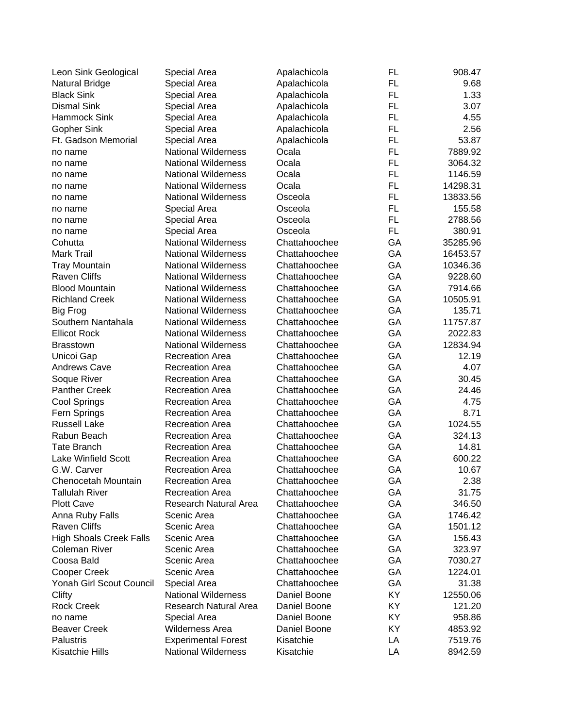| | | | | |
|---|---|---|---|---|
| Leon Sink Geological | Special Area | Apalachicola | FL | 908.47 |
| Natural Bridge | Special Area | Apalachicola | FL | 9.68 |
| Black Sink | Special Area | Apalachicola | FL | 1.33 |
| Dismal Sink | Special Area | Apalachicola | FL | 3.07 |
| Hammock Sink | Special Area | Apalachicola | FL | 4.55 |
| Gopher Sink | Special Area | Apalachicola | FL | 2.56 |
| Ft. Gadson Memorial | Special Area | Apalachicola | FL | 53.87 |
| no name | National Wilderness | Ocala | FL | 7889.92 |
| no name | National Wilderness | Ocala | FL | 3064.32 |
| no name | National Wilderness | Ocala | FL | 1146.59 |
| no name | National Wilderness | Ocala | FL | 14298.31 |
| no name | National Wilderness | Osceola | FL | 13833.56 |
| no name | Special Area | Osceola | FL | 155.58 |
| no name | Special Area | Osceola | FL | 2788.56 |
| no name | Special Area | Osceola | FL | 380.91 |
| Cohutta | National Wilderness | Chattahoochee | GA | 35285.96 |
| Mark Trail | National Wilderness | Chattahoochee | GA | 16453.57 |
| Tray Mountain | National Wilderness | Chattahoochee | GA | 10346.36 |
| Raven Cliffs | National Wilderness | Chattahoochee | GA | 9228.60 |
| Blood Mountain | National Wilderness | Chattahoochee | GA | 7914.66 |
| Richland Creek | National Wilderness | Chattahoochee | GA | 10505.91 |
| Big Frog | National Wilderness | Chattahoochee | GA | 135.71 |
| Southern Nantahala | National Wilderness | Chattahoochee | GA | 11757.87 |
| Ellicot Rock | National Wilderness | Chattahoochee | GA | 2022.83 |
| Brasstown | National Wilderness | Chattahoochee | GA | 12834.94 |
| Unicoi Gap | Recreation Area | Chattahoochee | GA | 12.19 |
| Andrews Cave | Recreation Area | Chattahoochee | GA | 4.07 |
| Soque River | Recreation Area | Chattahoochee | GA | 30.45 |
| Panther Creek | Recreation Area | Chattahoochee | GA | 24.46 |
| Cool Springs | Recreation Area | Chattahoochee | GA | 4.75 |
| Fern Springs | Recreation Area | Chattahoochee | GA | 8.71 |
| Russell Lake | Recreation Area | Chattahoochee | GA | 1024.55 |
| Rabun Beach | Recreation Area | Chattahoochee | GA | 324.13 |
| Tate Branch | Recreation Area | Chattahoochee | GA | 14.81 |
| Lake Winfield Scott | Recreation Area | Chattahoochee | GA | 600.22 |
| G.W. Carver | Recreation Area | Chattahoochee | GA | 10.67 |
| Chenocetah Mountain | Recreation Area | Chattahoochee | GA | 2.38 |
| Tallulah River | Recreation Area | Chattahoochee | GA | 31.75 |
| Plott Cave | Research Natural Area | Chattahoochee | GA | 346.50 |
| Anna Ruby Falls | Scenic Area | Chattahoochee | GA | 1746.42 |
| Raven Cliffs | Scenic Area | Chattahoochee | GA | 1501.12 |
| High Shoals Creek Falls | Scenic Area | Chattahoochee | GA | 156.43 |
| Coleman River | Scenic Area | Chattahoochee | GA | 323.97 |
| Coosa Bald | Scenic Area | Chattahoochee | GA | 7030.27 |
| Cooper Creek | Scenic Area | Chattahoochee | GA | 1224.01 |
| Yonah Girl Scout Council | Special Area | Chattahoochee | GA | 31.38 |
| Clifty | National Wilderness | Daniel Boone | KY | 12550.06 |
| Rock Creek | Research Natural Area | Daniel Boone | KY | 121.20 |
| no name | Special Area | Daniel Boone | KY | 958.86 |
| Beaver Creek | Wilderness Area | Daniel Boone | KY | 4853.92 |
| Palustris | Experimental Forest | Kisatchie | LA | 7519.76 |
| Kisatchie Hills | National Wilderness | Kisatchie | LA | 8942.59 |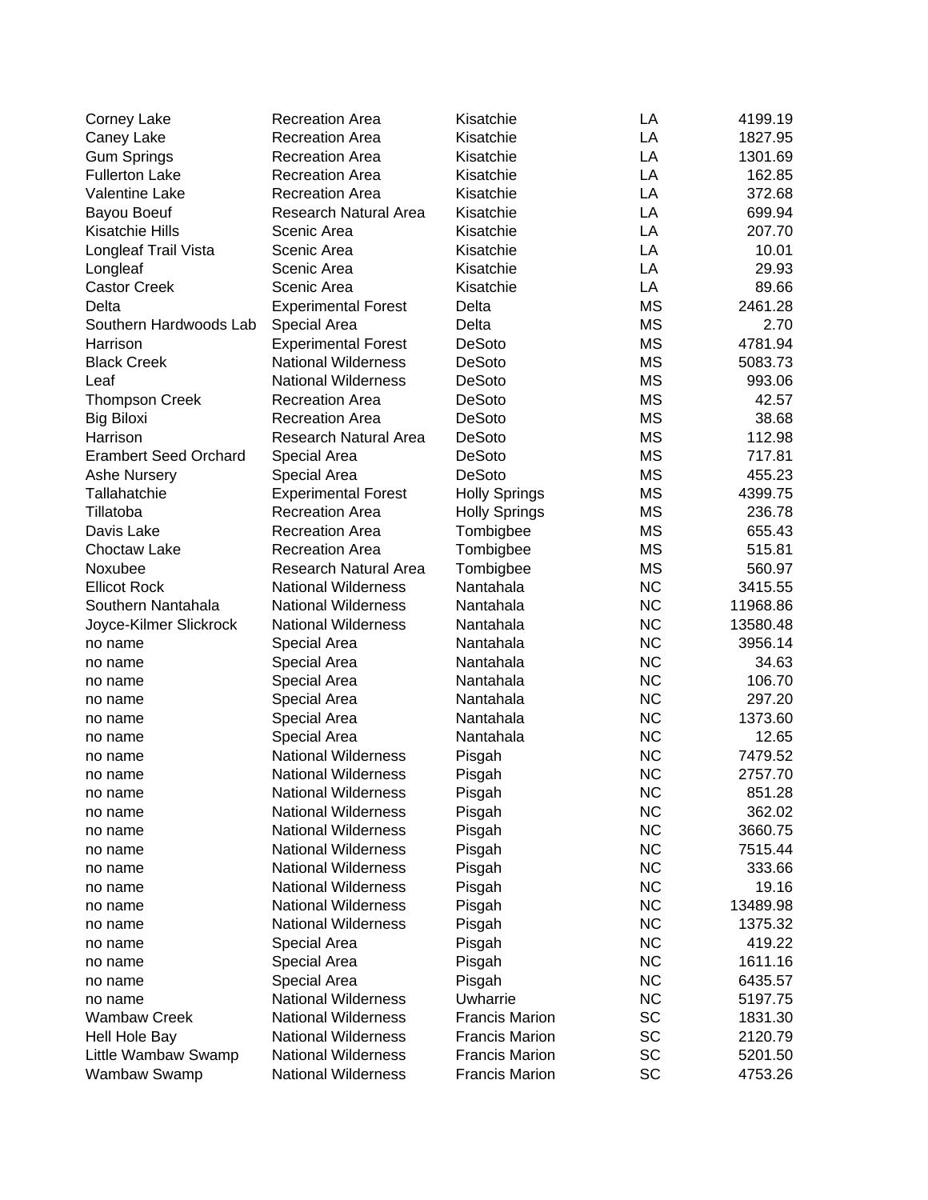| | | | | |
|---|---|---|---|---|
| Corney Lake | Recreation Area | Kisatchie | LA | 4199.19 |
| Caney Lake | Recreation Area | Kisatchie | LA | 1827.95 |
| Gum Springs | Recreation Area | Kisatchie | LA | 1301.69 |
| Fullerton Lake | Recreation Area | Kisatchie | LA | 162.85 |
| Valentine Lake | Recreation Area | Kisatchie | LA | 372.68 |
| Bayou Boeuf | Research Natural Area | Kisatchie | LA | 699.94 |
| Kisatchie Hills | Scenic Area | Kisatchie | LA | 207.70 |
| Longleaf Trail Vista | Scenic Area | Kisatchie | LA | 10.01 |
| Longleaf | Scenic Area | Kisatchie | LA | 29.93 |
| Castor Creek | Scenic Area | Kisatchie | LA | 89.66 |
| Delta | Experimental Forest | Delta | MS | 2461.28 |
| Southern Hardwoods Lab | Special Area | Delta | MS | 2.70 |
| Harrison | Experimental Forest | DeSoto | MS | 4781.94 |
| Black Creek | National Wilderness | DeSoto | MS | 5083.73 |
| Leaf | National Wilderness | DeSoto | MS | 993.06 |
| Thompson Creek | Recreation Area | DeSoto | MS | 42.57 |
| Big Biloxi | Recreation Area | DeSoto | MS | 38.68 |
| Harrison | Research Natural Area | DeSoto | MS | 112.98 |
| Erambert Seed Orchard | Special Area | DeSoto | MS | 717.81 |
| Ashe Nursery | Special Area | DeSoto | MS | 455.23 |
| Tallahatchie | Experimental Forest | Holly Springs | MS | 4399.75 |
| Tillatoba | Recreation Area | Holly Springs | MS | 236.78 |
| Davis Lake | Recreation Area | Tombigbee | MS | 655.43 |
| Choctaw Lake | Recreation Area | Tombigbee | MS | 515.81 |
| Noxubee | Research Natural Area | Tombigbee | MS | 560.97 |
| Ellicot Rock | National Wilderness | Nantahala | NC | 3415.55 |
| Southern Nantahala | National Wilderness | Nantahala | NC | 11968.86 |
| Joyce-Kilmer Slickrock | National Wilderness | Nantahala | NC | 13580.48 |
| no name | Special Area | Nantahala | NC | 3956.14 |
| no name | Special Area | Nantahala | NC | 34.63 |
| no name | Special Area | Nantahala | NC | 106.70 |
| no name | Special Area | Nantahala | NC | 297.20 |
| no name | Special Area | Nantahala | NC | 1373.60 |
| no name | Special Area | Nantahala | NC | 12.65 |
| no name | National Wilderness | Pisgah | NC | 7479.52 |
| no name | National Wilderness | Pisgah | NC | 2757.70 |
| no name | National Wilderness | Pisgah | NC | 851.28 |
| no name | National Wilderness | Pisgah | NC | 362.02 |
| no name | National Wilderness | Pisgah | NC | 3660.75 |
| no name | National Wilderness | Pisgah | NC | 7515.44 |
| no name | National Wilderness | Pisgah | NC | 333.66 |
| no name | National Wilderness | Pisgah | NC | 19.16 |
| no name | National Wilderness | Pisgah | NC | 13489.98 |
| no name | National Wilderness | Pisgah | NC | 1375.32 |
| no name | Special Area | Pisgah | NC | 419.22 |
| no name | Special Area | Pisgah | NC | 1611.16 |
| no name | Special Area | Pisgah | NC | 6435.57 |
| no name | National Wilderness | Uwharrie | NC | 5197.75 |
| Wambaw Creek | National Wilderness | Francis Marion | SC | 1831.30 |
| Hell Hole Bay | National Wilderness | Francis Marion | SC | 2120.79 |
| Little Wambaw Swamp | National Wilderness | Francis Marion | SC | 5201.50 |
| Wambaw Swamp | National Wilderness | Francis Marion | SC | 4753.26 |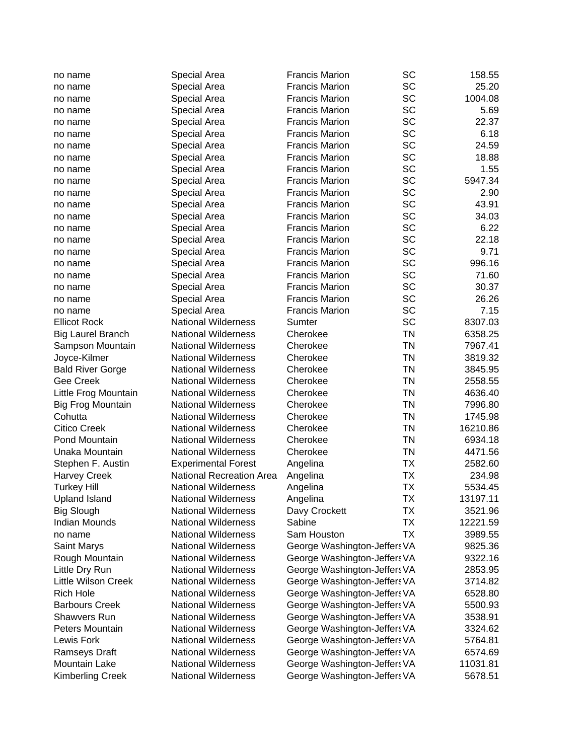| | | | | |
|---|---|---|---|---|
| no name | Special Area | Francis Marion | SC | 158.55 |
| no name | Special Area | Francis Marion | SC | 25.20 |
| no name | Special Area | Francis Marion | SC | 1004.08 |
| no name | Special Area | Francis Marion | SC | 5.69 |
| no name | Special Area | Francis Marion | SC | 22.37 |
| no name | Special Area | Francis Marion | SC | 6.18 |
| no name | Special Area | Francis Marion | SC | 24.59 |
| no name | Special Area | Francis Marion | SC | 18.88 |
| no name | Special Area | Francis Marion | SC | 1.55 |
| no name | Special Area | Francis Marion | SC | 5947.34 |
| no name | Special Area | Francis Marion | SC | 2.90 |
| no name | Special Area | Francis Marion | SC | 43.91 |
| no name | Special Area | Francis Marion | SC | 34.03 |
| no name | Special Area | Francis Marion | SC | 6.22 |
| no name | Special Area | Francis Marion | SC | 22.18 |
| no name | Special Area | Francis Marion | SC | 9.71 |
| no name | Special Area | Francis Marion | SC | 996.16 |
| no name | Special Area | Francis Marion | SC | 71.60 |
| no name | Special Area | Francis Marion | SC | 30.37 |
| no name | Special Area | Francis Marion | SC | 26.26 |
| no name | Special Area | Francis Marion | SC | 7.15 |
| Ellicot Rock | National Wilderness | Sumter | SC | 8307.03 |
| Big Laurel Branch | National Wilderness | Cherokee | TN | 6358.25 |
| Sampson Mountain | National Wilderness | Cherokee | TN | 7967.41 |
| Joyce-Kilmer | National Wilderness | Cherokee | TN | 3819.32 |
| Bald River Gorge | National Wilderness | Cherokee | TN | 3845.95 |
| Gee Creek | National Wilderness | Cherokee | TN | 2558.55 |
| Little Frog Mountain | National Wilderness | Cherokee | TN | 4636.40 |
| Big Frog Mountain | National Wilderness | Cherokee | TN | 7996.80 |
| Cohutta | National Wilderness | Cherokee | TN | 1745.98 |
| Citico Creek | National Wilderness | Cherokee | TN | 16210.86 |
| Pond Mountain | National Wilderness | Cherokee | TN | 6934.18 |
| Unaka Mountain | National Wilderness | Cherokee | TN | 4471.56 |
| Stephen F. Austin | Experimental Forest | Angelina | TX | 2582.60 |
| Harvey Creek | National Recreation Area | Angelina | TX | 234.98 |
| Turkey Hill | National Wilderness | Angelina | TX | 5534.45 |
| Upland Island | National Wilderness | Angelina | TX | 13197.11 |
| Big Slough | National Wilderness | Davy Crockett | TX | 3521.96 |
| Indian Mounds | National Wilderness | Sabine | TX | 12221.59 |
| no name | National Wilderness | Sam Houston | TX | 3989.55 |
| Saint Marys | National Wilderness | George Washington-Jeffers | VA | 9825.36 |
| Rough Mountain | National Wilderness | George Washington-Jeffers | VA | 9322.16 |
| Little Dry Run | National Wilderness | George Washington-Jeffers | VA | 2853.95 |
| Little Wilson Creek | National Wilderness | George Washington-Jeffers | VA | 3714.82 |
| Rich Hole | National Wilderness | George Washington-Jeffers | VA | 6528.80 |
| Barbours Creek | National Wilderness | George Washington-Jeffers | VA | 5500.93 |
| Shawvers Run | National Wilderness | George Washington-Jeffers | VA | 3538.91 |
| Peters Mountain | National Wilderness | George Washington-Jeffers | VA | 3324.62 |
| Lewis Fork | National Wilderness | George Washington-Jeffers | VA | 5764.81 |
| Ramseys Draft | National Wilderness | George Washington-Jeffers | VA | 6574.69 |
| Mountain Lake | National Wilderness | George Washington-Jeffers | VA | 11031.81 |
| Kimberling Creek | National Wilderness | George Washington-Jeffers | VA | 5678.51 |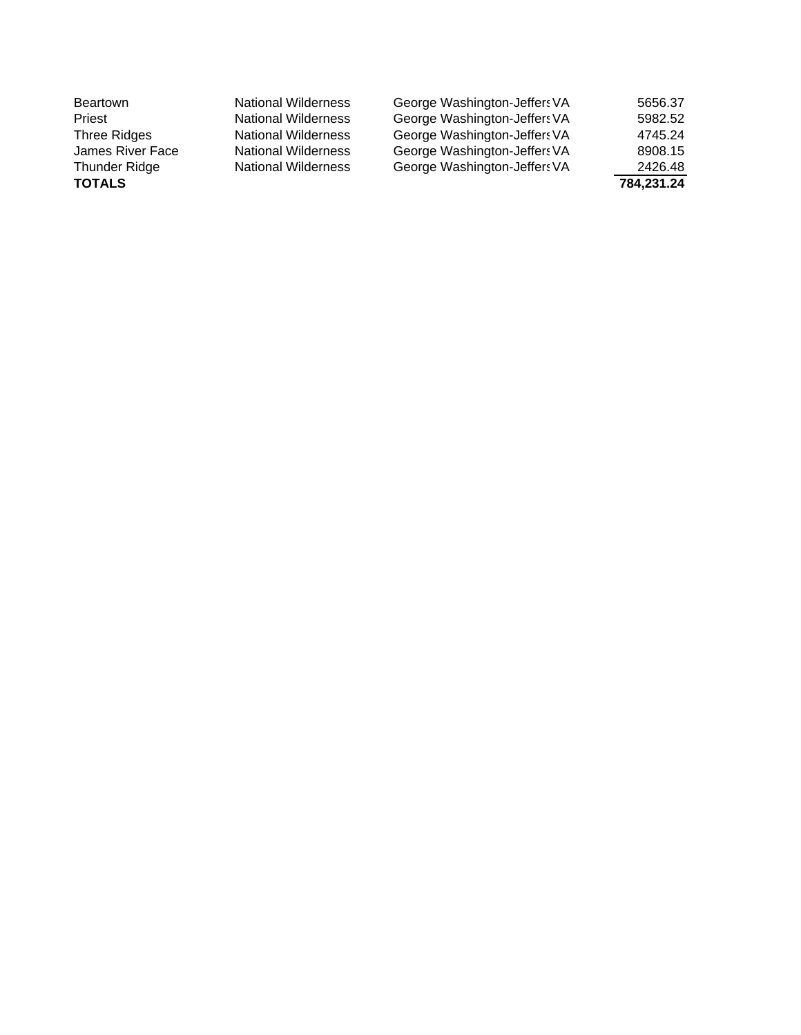| | | | | |
|---|---|---|---|---|
| Beartown | National Wilderness | George Washington-Jeffers | VA | 5656.37 |
| Priest | National Wilderness | George Washington-Jeffers | VA | 5982.52 |
| Three Ridges | National Wilderness | George Washington-Jeffers | VA | 4745.24 |
| James River Face | National Wilderness | George Washington-Jeffers | VA | 8908.15 |
| Thunder Ridge | National Wilderness | George Washington-Jeffers | VA | 2426.48 |
| **TOTALS** | | | | **784,231.24** |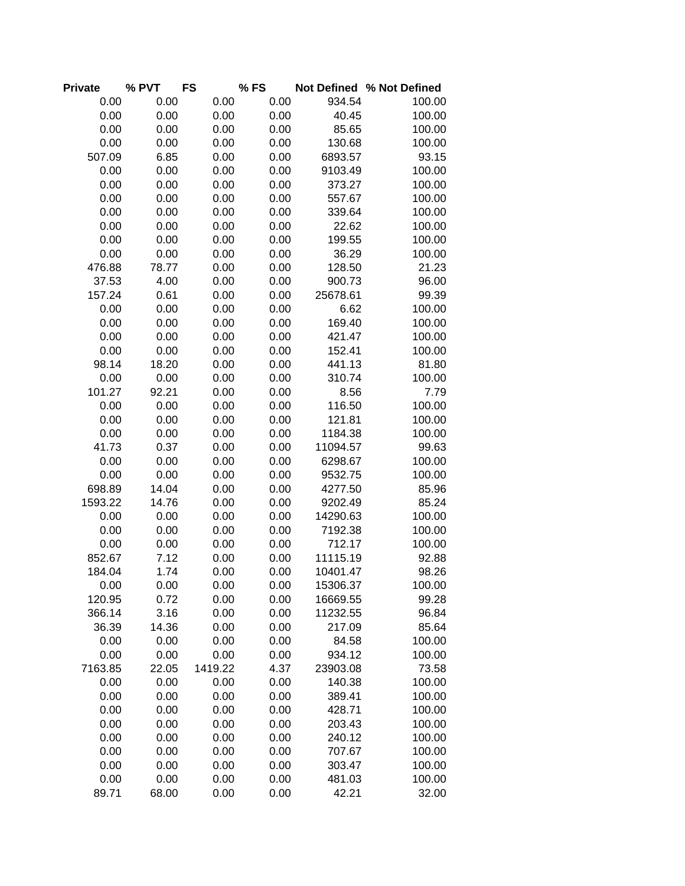| Private | % PVT | FS | % FS | Not Defined | % Not Defined |
|---|---|---|---|---|---|
| 0.00 | 0.00 | 0.00 | 0.00 | 934.54 | 100.00 |
| 0.00 | 0.00 | 0.00 | 0.00 | 40.45 | 100.00 |
| 0.00 | 0.00 | 0.00 | 0.00 | 85.65 | 100.00 |
| 0.00 | 0.00 | 0.00 | 0.00 | 130.68 | 100.00 |
| 507.09 | 6.85 | 0.00 | 0.00 | 6893.57 | 93.15 |
| 0.00 | 0.00 | 0.00 | 0.00 | 9103.49 | 100.00 |
| 0.00 | 0.00 | 0.00 | 0.00 | 373.27 | 100.00 |
| 0.00 | 0.00 | 0.00 | 0.00 | 557.67 | 100.00 |
| 0.00 | 0.00 | 0.00 | 0.00 | 339.64 | 100.00 |
| 0.00 | 0.00 | 0.00 | 0.00 | 22.62 | 100.00 |
| 0.00 | 0.00 | 0.00 | 0.00 | 199.55 | 100.00 |
| 0.00 | 0.00 | 0.00 | 0.00 | 36.29 | 100.00 |
| 476.88 | 78.77 | 0.00 | 0.00 | 128.50 | 21.23 |
| 37.53 | 4.00 | 0.00 | 0.00 | 900.73 | 96.00 |
| 157.24 | 0.61 | 0.00 | 0.00 | 25678.61 | 99.39 |
| 0.00 | 0.00 | 0.00 | 0.00 | 6.62 | 100.00 |
| 0.00 | 0.00 | 0.00 | 0.00 | 169.40 | 100.00 |
| 0.00 | 0.00 | 0.00 | 0.00 | 421.47 | 100.00 |
| 0.00 | 0.00 | 0.00 | 0.00 | 152.41 | 100.00 |
| 98.14 | 18.20 | 0.00 | 0.00 | 441.13 | 81.80 |
| 0.00 | 0.00 | 0.00 | 0.00 | 310.74 | 100.00 |
| 101.27 | 92.21 | 0.00 | 0.00 | 8.56 | 7.79 |
| 0.00 | 0.00 | 0.00 | 0.00 | 116.50 | 100.00 |
| 0.00 | 0.00 | 0.00 | 0.00 | 121.81 | 100.00 |
| 0.00 | 0.00 | 0.00 | 0.00 | 1184.38 | 100.00 |
| 41.73 | 0.37 | 0.00 | 0.00 | 11094.57 | 99.63 |
| 0.00 | 0.00 | 0.00 | 0.00 | 6298.67 | 100.00 |
| 0.00 | 0.00 | 0.00 | 0.00 | 9532.75 | 100.00 |
| 698.89 | 14.04 | 0.00 | 0.00 | 4277.50 | 85.96 |
| 1593.22 | 14.76 | 0.00 | 0.00 | 9202.49 | 85.24 |
| 0.00 | 0.00 | 0.00 | 0.00 | 14290.63 | 100.00 |
| 0.00 | 0.00 | 0.00 | 0.00 | 7192.38 | 100.00 |
| 0.00 | 0.00 | 0.00 | 0.00 | 712.17 | 100.00 |
| 852.67 | 7.12 | 0.00 | 0.00 | 11115.19 | 92.88 |
| 184.04 | 1.74 | 0.00 | 0.00 | 10401.47 | 98.26 |
| 0.00 | 0.00 | 0.00 | 0.00 | 15306.37 | 100.00 |
| 120.95 | 0.72 | 0.00 | 0.00 | 16669.55 | 99.28 |
| 366.14 | 3.16 | 0.00 | 0.00 | 11232.55 | 96.84 |
| 36.39 | 14.36 | 0.00 | 0.00 | 217.09 | 85.64 |
| 0.00 | 0.00 | 0.00 | 0.00 | 84.58 | 100.00 |
| 0.00 | 0.00 | 0.00 | 0.00 | 934.12 | 100.00 |
| 7163.85 | 22.05 | 1419.22 | 4.37 | 23903.08 | 73.58 |
| 0.00 | 0.00 | 0.00 | 0.00 | 140.38 | 100.00 |
| 0.00 | 0.00 | 0.00 | 0.00 | 389.41 | 100.00 |
| 0.00 | 0.00 | 0.00 | 0.00 | 428.71 | 100.00 |
| 0.00 | 0.00 | 0.00 | 0.00 | 203.43 | 100.00 |
| 0.00 | 0.00 | 0.00 | 0.00 | 240.12 | 100.00 |
| 0.00 | 0.00 | 0.00 | 0.00 | 707.67 | 100.00 |
| 0.00 | 0.00 | 0.00 | 0.00 | 303.47 | 100.00 |
| 0.00 | 0.00 | 0.00 | 0.00 | 481.03 | 100.00 |
| 89.71 | 68.00 | 0.00 | 0.00 | 42.21 | 32.00 |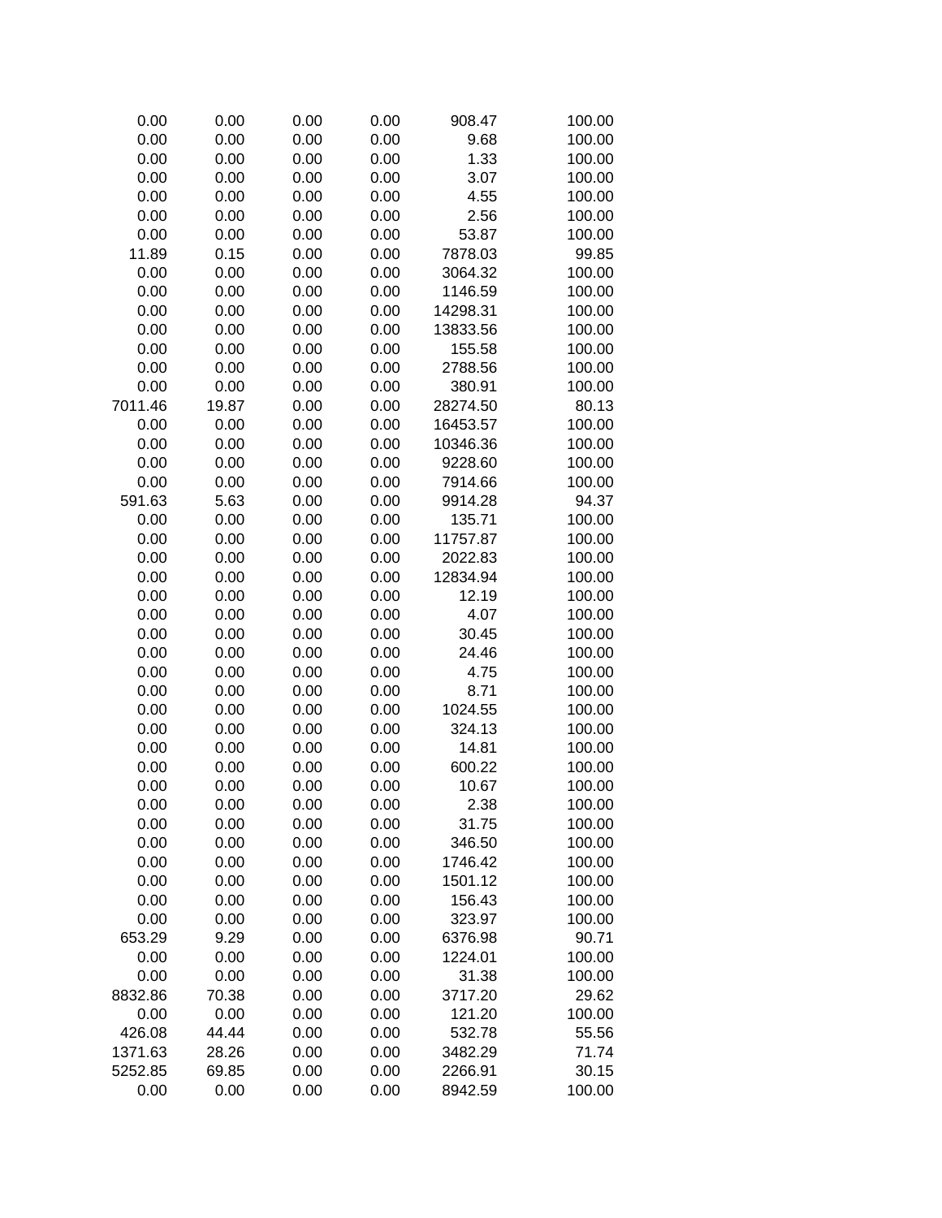|  |  |  |  |  |  |
|---|---|---|---|---|---|
| 0.00 | 0.00 | 0.00 | 0.00 | 908.47 | 100.00 |
| 0.00 | 0.00 | 0.00 | 0.00 | 9.68 | 100.00 |
| 0.00 | 0.00 | 0.00 | 0.00 | 1.33 | 100.00 |
| 0.00 | 0.00 | 0.00 | 0.00 | 3.07 | 100.00 |
| 0.00 | 0.00 | 0.00 | 0.00 | 4.55 | 100.00 |
| 0.00 | 0.00 | 0.00 | 0.00 | 2.56 | 100.00 |
| 0.00 | 0.00 | 0.00 | 0.00 | 53.87 | 100.00 |
| 11.89 | 0.15 | 0.00 | 0.00 | 7878.03 | 99.85 |
| 0.00 | 0.00 | 0.00 | 0.00 | 3064.32 | 100.00 |
| 0.00 | 0.00 | 0.00 | 0.00 | 1146.59 | 100.00 |
| 0.00 | 0.00 | 0.00 | 0.00 | 14298.31 | 100.00 |
| 0.00 | 0.00 | 0.00 | 0.00 | 13833.56 | 100.00 |
| 0.00 | 0.00 | 0.00 | 0.00 | 155.58 | 100.00 |
| 0.00 | 0.00 | 0.00 | 0.00 | 2788.56 | 100.00 |
| 0.00 | 0.00 | 0.00 | 0.00 | 380.91 | 100.00 |
| 7011.46 | 19.87 | 0.00 | 0.00 | 28274.50 | 80.13 |
| 0.00 | 0.00 | 0.00 | 0.00 | 16453.57 | 100.00 |
| 0.00 | 0.00 | 0.00 | 0.00 | 10346.36 | 100.00 |
| 0.00 | 0.00 | 0.00 | 0.00 | 9228.60 | 100.00 |
| 0.00 | 0.00 | 0.00 | 0.00 | 7914.66 | 100.00 |
| 591.63 | 5.63 | 0.00 | 0.00 | 9914.28 | 94.37 |
| 0.00 | 0.00 | 0.00 | 0.00 | 135.71 | 100.00 |
| 0.00 | 0.00 | 0.00 | 0.00 | 11757.87 | 100.00 |
| 0.00 | 0.00 | 0.00 | 0.00 | 2022.83 | 100.00 |
| 0.00 | 0.00 | 0.00 | 0.00 | 12834.94 | 100.00 |
| 0.00 | 0.00 | 0.00 | 0.00 | 12.19 | 100.00 |
| 0.00 | 0.00 | 0.00 | 0.00 | 4.07 | 100.00 |
| 0.00 | 0.00 | 0.00 | 0.00 | 30.45 | 100.00 |
| 0.00 | 0.00 | 0.00 | 0.00 | 24.46 | 100.00 |
| 0.00 | 0.00 | 0.00 | 0.00 | 4.75 | 100.00 |
| 0.00 | 0.00 | 0.00 | 0.00 | 8.71 | 100.00 |
| 0.00 | 0.00 | 0.00 | 0.00 | 1024.55 | 100.00 |
| 0.00 | 0.00 | 0.00 | 0.00 | 324.13 | 100.00 |
| 0.00 | 0.00 | 0.00 | 0.00 | 14.81 | 100.00 |
| 0.00 | 0.00 | 0.00 | 0.00 | 600.22 | 100.00 |
| 0.00 | 0.00 | 0.00 | 0.00 | 10.67 | 100.00 |
| 0.00 | 0.00 | 0.00 | 0.00 | 2.38 | 100.00 |
| 0.00 | 0.00 | 0.00 | 0.00 | 31.75 | 100.00 |
| 0.00 | 0.00 | 0.00 | 0.00 | 346.50 | 100.00 |
| 0.00 | 0.00 | 0.00 | 0.00 | 1746.42 | 100.00 |
| 0.00 | 0.00 | 0.00 | 0.00 | 1501.12 | 100.00 |
| 0.00 | 0.00 | 0.00 | 0.00 | 156.43 | 100.00 |
| 0.00 | 0.00 | 0.00 | 0.00 | 323.97 | 100.00 |
| 653.29 | 9.29 | 0.00 | 0.00 | 6376.98 | 90.71 |
| 0.00 | 0.00 | 0.00 | 0.00 | 1224.01 | 100.00 |
| 0.00 | 0.00 | 0.00 | 0.00 | 31.38 | 100.00 |
| 8832.86 | 70.38 | 0.00 | 0.00 | 3717.20 | 29.62 |
| 0.00 | 0.00 | 0.00 | 0.00 | 121.20 | 100.00 |
| 426.08 | 44.44 | 0.00 | 0.00 | 532.78 | 55.56 |
| 1371.63 | 28.26 | 0.00 | 0.00 | 3482.29 | 71.74 |
| 5252.85 | 69.85 | 0.00 | 0.00 | 2266.91 | 30.15 |
| 0.00 | 0.00 | 0.00 | 0.00 | 8942.59 | 100.00 |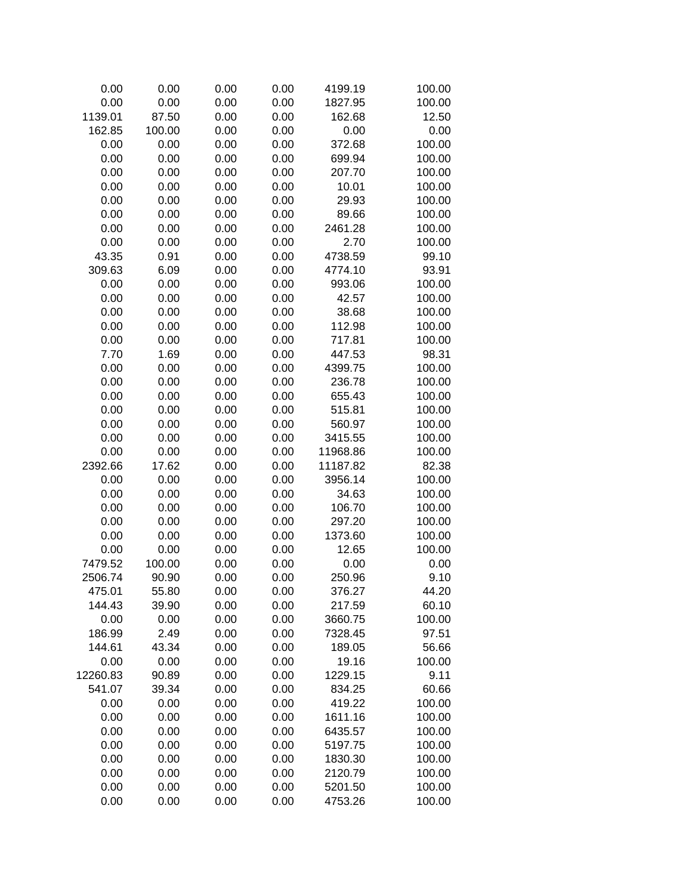| | | | | | |
|---|---|---|---|---|---|
| 0.00 | 0.00 | 0.00 | 0.00 | 4199.19 | 100.00 |
| 0.00 | 0.00 | 0.00 | 0.00 | 1827.95 | 100.00 |
| 1139.01 | 87.50 | 0.00 | 0.00 | 162.68 | 12.50 |
| 162.85 | 100.00 | 0.00 | 0.00 | 0.00 | 0.00 |
| 0.00 | 0.00 | 0.00 | 0.00 | 372.68 | 100.00 |
| 0.00 | 0.00 | 0.00 | 0.00 | 699.94 | 100.00 |
| 0.00 | 0.00 | 0.00 | 0.00 | 207.70 | 100.00 |
| 0.00 | 0.00 | 0.00 | 0.00 | 10.01 | 100.00 |
| 0.00 | 0.00 | 0.00 | 0.00 | 29.93 | 100.00 |
| 0.00 | 0.00 | 0.00 | 0.00 | 89.66 | 100.00 |
| 0.00 | 0.00 | 0.00 | 0.00 | 2461.28 | 100.00 |
| 0.00 | 0.00 | 0.00 | 0.00 | 2.70 | 100.00 |
| 43.35 | 0.91 | 0.00 | 0.00 | 4738.59 | 99.10 |
| 309.63 | 6.09 | 0.00 | 0.00 | 4774.10 | 93.91 |
| 0.00 | 0.00 | 0.00 | 0.00 | 993.06 | 100.00 |
| 0.00 | 0.00 | 0.00 | 0.00 | 42.57 | 100.00 |
| 0.00 | 0.00 | 0.00 | 0.00 | 38.68 | 100.00 |
| 0.00 | 0.00 | 0.00 | 0.00 | 112.98 | 100.00 |
| 0.00 | 0.00 | 0.00 | 0.00 | 717.81 | 100.00 |
| 7.70 | 1.69 | 0.00 | 0.00 | 447.53 | 98.31 |
| 0.00 | 0.00 | 0.00 | 0.00 | 4399.75 | 100.00 |
| 0.00 | 0.00 | 0.00 | 0.00 | 236.78 | 100.00 |
| 0.00 | 0.00 | 0.00 | 0.00 | 655.43 | 100.00 |
| 0.00 | 0.00 | 0.00 | 0.00 | 515.81 | 100.00 |
| 0.00 | 0.00 | 0.00 | 0.00 | 560.97 | 100.00 |
| 0.00 | 0.00 | 0.00 | 0.00 | 3415.55 | 100.00 |
| 0.00 | 0.00 | 0.00 | 0.00 | 11968.86 | 100.00 |
| 2392.66 | 17.62 | 0.00 | 0.00 | 11187.82 | 82.38 |
| 0.00 | 0.00 | 0.00 | 0.00 | 3956.14 | 100.00 |
| 0.00 | 0.00 | 0.00 | 0.00 | 34.63 | 100.00 |
| 0.00 | 0.00 | 0.00 | 0.00 | 106.70 | 100.00 |
| 0.00 | 0.00 | 0.00 | 0.00 | 297.20 | 100.00 |
| 0.00 | 0.00 | 0.00 | 0.00 | 1373.60 | 100.00 |
| 0.00 | 0.00 | 0.00 | 0.00 | 12.65 | 100.00 |
| 7479.52 | 100.00 | 0.00 | 0.00 | 0.00 | 0.00 |
| 2506.74 | 90.90 | 0.00 | 0.00 | 250.96 | 9.10 |
| 475.01 | 55.80 | 0.00 | 0.00 | 376.27 | 44.20 |
| 144.43 | 39.90 | 0.00 | 0.00 | 217.59 | 60.10 |
| 0.00 | 0.00 | 0.00 | 0.00 | 3660.75 | 100.00 |
| 186.99 | 2.49 | 0.00 | 0.00 | 7328.45 | 97.51 |
| 144.61 | 43.34 | 0.00 | 0.00 | 189.05 | 56.66 |
| 0.00 | 0.00 | 0.00 | 0.00 | 19.16 | 100.00 |
| 12260.83 | 90.89 | 0.00 | 0.00 | 1229.15 | 9.11 |
| 541.07 | 39.34 | 0.00 | 0.00 | 834.25 | 60.66 |
| 0.00 | 0.00 | 0.00 | 0.00 | 419.22 | 100.00 |
| 0.00 | 0.00 | 0.00 | 0.00 | 1611.16 | 100.00 |
| 0.00 | 0.00 | 0.00 | 0.00 | 6435.57 | 100.00 |
| 0.00 | 0.00 | 0.00 | 0.00 | 5197.75 | 100.00 |
| 0.00 | 0.00 | 0.00 | 0.00 | 1830.30 | 100.00 |
| 0.00 | 0.00 | 0.00 | 0.00 | 2120.79 | 100.00 |
| 0.00 | 0.00 | 0.00 | 0.00 | 5201.50 | 100.00 |
| 0.00 | 0.00 | 0.00 | 0.00 | 4753.26 | 100.00 |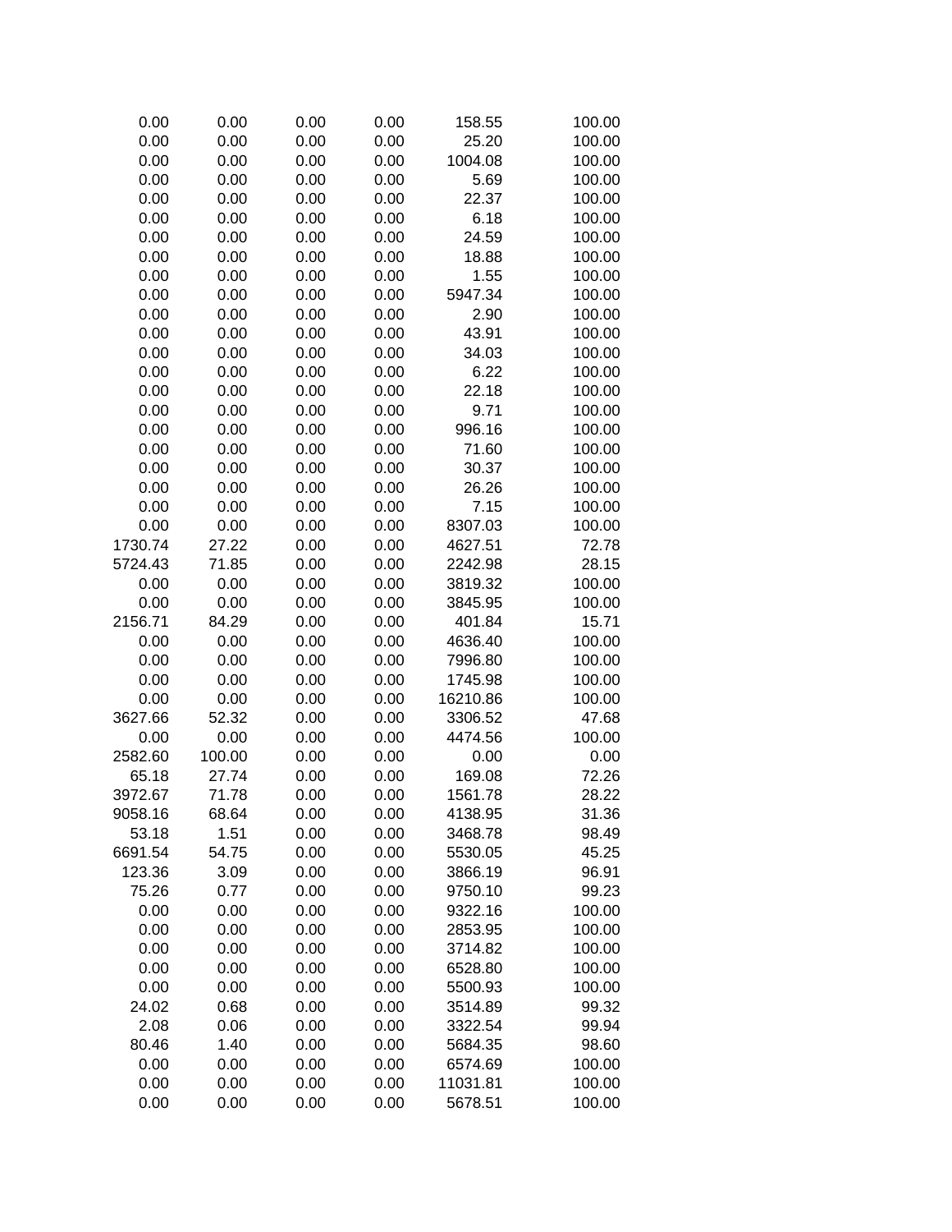| | | | | | |
|---|---|---|---|---|---|
| 0.00 | 0.00 | 0.00 | 0.00 | 158.55 | 100.00 |
| 0.00 | 0.00 | 0.00 | 0.00 | 25.20 | 100.00 |
| 0.00 | 0.00 | 0.00 | 0.00 | 1004.08 | 100.00 |
| 0.00 | 0.00 | 0.00 | 0.00 | 5.69 | 100.00 |
| 0.00 | 0.00 | 0.00 | 0.00 | 22.37 | 100.00 |
| 0.00 | 0.00 | 0.00 | 0.00 | 6.18 | 100.00 |
| 0.00 | 0.00 | 0.00 | 0.00 | 24.59 | 100.00 |
| 0.00 | 0.00 | 0.00 | 0.00 | 18.88 | 100.00 |
| 0.00 | 0.00 | 0.00 | 0.00 | 1.55 | 100.00 |
| 0.00 | 0.00 | 0.00 | 0.00 | 5947.34 | 100.00 |
| 0.00 | 0.00 | 0.00 | 0.00 | 2.90 | 100.00 |
| 0.00 | 0.00 | 0.00 | 0.00 | 43.91 | 100.00 |
| 0.00 | 0.00 | 0.00 | 0.00 | 34.03 | 100.00 |
| 0.00 | 0.00 | 0.00 | 0.00 | 6.22 | 100.00 |
| 0.00 | 0.00 | 0.00 | 0.00 | 22.18 | 100.00 |
| 0.00 | 0.00 | 0.00 | 0.00 | 9.71 | 100.00 |
| 0.00 | 0.00 | 0.00 | 0.00 | 996.16 | 100.00 |
| 0.00 | 0.00 | 0.00 | 0.00 | 71.60 | 100.00 |
| 0.00 | 0.00 | 0.00 | 0.00 | 30.37 | 100.00 |
| 0.00 | 0.00 | 0.00 | 0.00 | 26.26 | 100.00 |
| 0.00 | 0.00 | 0.00 | 0.00 | 7.15 | 100.00 |
| 0.00 | 0.00 | 0.00 | 0.00 | 8307.03 | 100.00 |
| 1730.74 | 27.22 | 0.00 | 0.00 | 4627.51 | 72.78 |
| 5724.43 | 71.85 | 0.00 | 0.00 | 2242.98 | 28.15 |
| 0.00 | 0.00 | 0.00 | 0.00 | 3819.32 | 100.00 |
| 0.00 | 0.00 | 0.00 | 0.00 | 3845.95 | 100.00 |
| 2156.71 | 84.29 | 0.00 | 0.00 | 401.84 | 15.71 |
| 0.00 | 0.00 | 0.00 | 0.00 | 4636.40 | 100.00 |
| 0.00 | 0.00 | 0.00 | 0.00 | 7996.80 | 100.00 |
| 0.00 | 0.00 | 0.00 | 0.00 | 1745.98 | 100.00 |
| 0.00 | 0.00 | 0.00 | 0.00 | 16210.86 | 100.00 |
| 3627.66 | 52.32 | 0.00 | 0.00 | 3306.52 | 47.68 |
| 0.00 | 0.00 | 0.00 | 0.00 | 4474.56 | 100.00 |
| 2582.60 | 100.00 | 0.00 | 0.00 | 0.00 | 0.00 |
| 65.18 | 27.74 | 0.00 | 0.00 | 169.08 | 72.26 |
| 3972.67 | 71.78 | 0.00 | 0.00 | 1561.78 | 28.22 |
| 9058.16 | 68.64 | 0.00 | 0.00 | 4138.95 | 31.36 |
| 53.18 | 1.51 | 0.00 | 0.00 | 3468.78 | 98.49 |
| 6691.54 | 54.75 | 0.00 | 0.00 | 5530.05 | 45.25 |
| 123.36 | 3.09 | 0.00 | 0.00 | 3866.19 | 96.91 |
| 75.26 | 0.77 | 0.00 | 0.00 | 9750.10 | 99.23 |
| 0.00 | 0.00 | 0.00 | 0.00 | 9322.16 | 100.00 |
| 0.00 | 0.00 | 0.00 | 0.00 | 2853.95 | 100.00 |
| 0.00 | 0.00 | 0.00 | 0.00 | 3714.82 | 100.00 |
| 0.00 | 0.00 | 0.00 | 0.00 | 6528.80 | 100.00 |
| 0.00 | 0.00 | 0.00 | 0.00 | 5500.93 | 100.00 |
| 24.02 | 0.68 | 0.00 | 0.00 | 3514.89 | 99.32 |
| 2.08 | 0.06 | 0.00 | 0.00 | 3322.54 | 99.94 |
| 80.46 | 1.40 | 0.00 | 0.00 | 5684.35 | 98.60 |
| 0.00 | 0.00 | 0.00 | 0.00 | 6574.69 | 100.00 |
| 0.00 | 0.00 | 0.00 | 0.00 | 11031.81 | 100.00 |
| 0.00 | 0.00 | 0.00 | 0.00 | 5678.51 | 100.00 |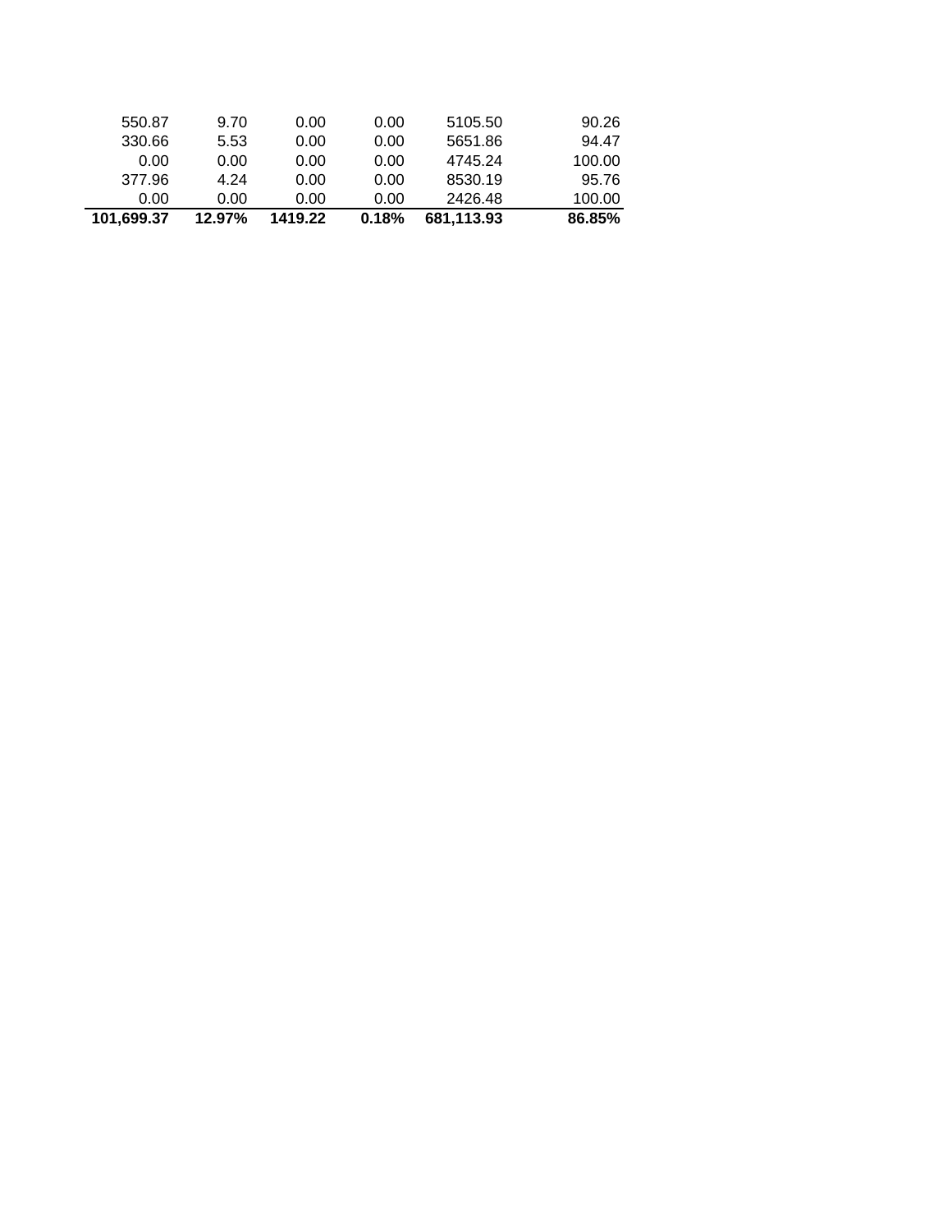| | | | | | |
|---|---|---|---|---|---|
| 550.87 | 9.70 | 0.00 | 0.00 | 5105.50 | 90.26 |
| 330.66 | 5.53 | 0.00 | 0.00 | 5651.86 | 94.47 |
| 0.00 | 0.00 | 0.00 | 0.00 | 4745.24 | 100.00 |
| 377.96 | 4.24 | 0.00 | 0.00 | 8530.19 | 95.76 |
| 0.00 | 0.00 | 0.00 | 0.00 | 2426.48 | 100.00 |
| **101,699.37** | **12.97%** | **1419.22** | **0.18%** | **681,113.93** | **86.85%** |